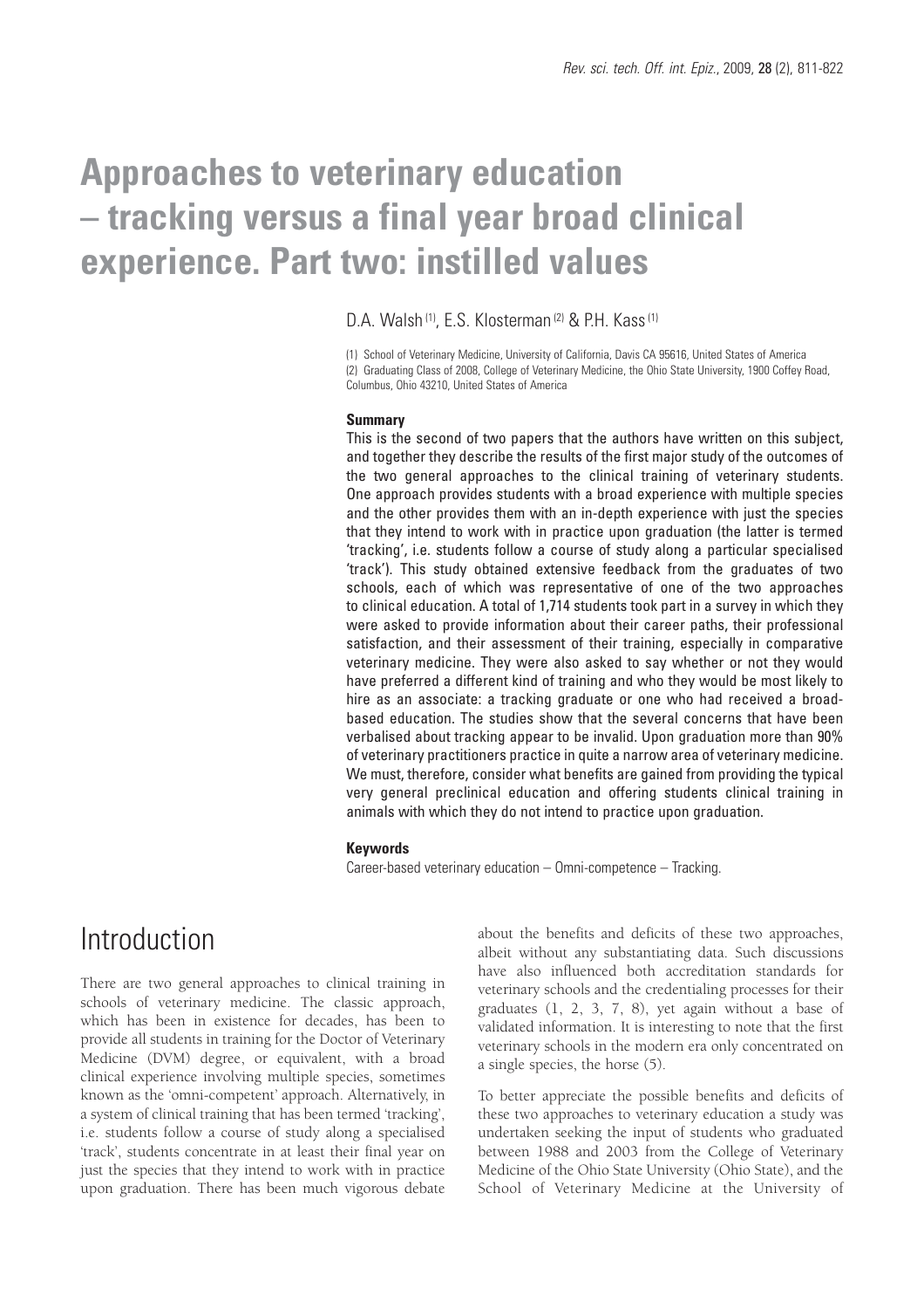# Approaches to veterinary education – tracking versus a final year broad clinical experience. Part two: instilled values

D.A. Walsh [(1)], E.S. Klosterman [(2)] & P.H. Kass [(1)]

(1) School of Veterinary Medicine, University of California, Davis CA 95616, United States of America
(2) Graduating Class of 2008, College of Veterinary Medicine, the Ohio State University, 1900 Coffey Road, Columbus, Ohio 43210, United States of America

## Summary

This is the second of two papers that the authors have written on this subject, and together they describe the results of the first major study of the outcomes of the two general approaches to the clinical training of veterinary students. One approach provides students with a broad experience with multiple species and the other provides them with an in-depth experience with just the species that they intend to work with in practice upon graduation (the latter is termed 'tracking', i.e. students follow a course of study along a particular specialised 'track'). This study obtained extensive feedback from the graduates of two schools, each of which was representative of one of the two approaches to clinical education. A total of 1,714 students took part in a survey in which they were asked to provide information about their career paths, their professional satisfaction, and their assessment of their training, especially in comparative veterinary medicine. They were also asked to say whether or not they would have preferred a different kind of training and who they would be most likely to hire as an associate: a tracking graduate or one who had received a broad-based education. The studies show that the several concerns that have been verbalised about tracking appear to be invalid. Upon graduation more than 90% of veterinary practitioners practice in quite a narrow area of veterinary medicine. We must, therefore, consider what benefits are gained from providing the typical very general preclinical education and offering students clinical training in animals with which they do not intend to practice upon graduation.

### Keywords

Career-based veterinary education – Omni-competence – Tracking.

# Introduction

There are two general approaches to clinical training in schools of veterinary medicine. The classic approach, which has been in existence for decades, has been to provide all students in training for the Doctor of Veterinary Medicine (DVM) degree, or equivalent, with a broad clinical experience involving multiple species, sometimes known as the 'omni-competent' approach. Alternatively, in a system of clinical training that has been termed 'tracking', i.e. students follow a course of study along a specialised 'track', students concentrate in at least their final year on just the species that they intend to work with in practice upon graduation. There has been much vigorous debate about the benefits and deficits of these two approaches, albeit without any substantiating data. Such discussions have also influenced both accreditation standards for veterinary schools and the credentialing processes for their graduates (1, 2, 3, 7, 8), yet again without a base of validated information. It is interesting to note that the first veterinary schools in the modern era only concentrated on a single species, the horse (5).

To better appreciate the possible benefits and deficits of these two approaches to veterinary education a study was undertaken seeking the input of students who graduated between 1988 and 2003 from the College of Veterinary Medicine of the Ohio State University (Ohio State), and the School of Veterinary Medicine at the University of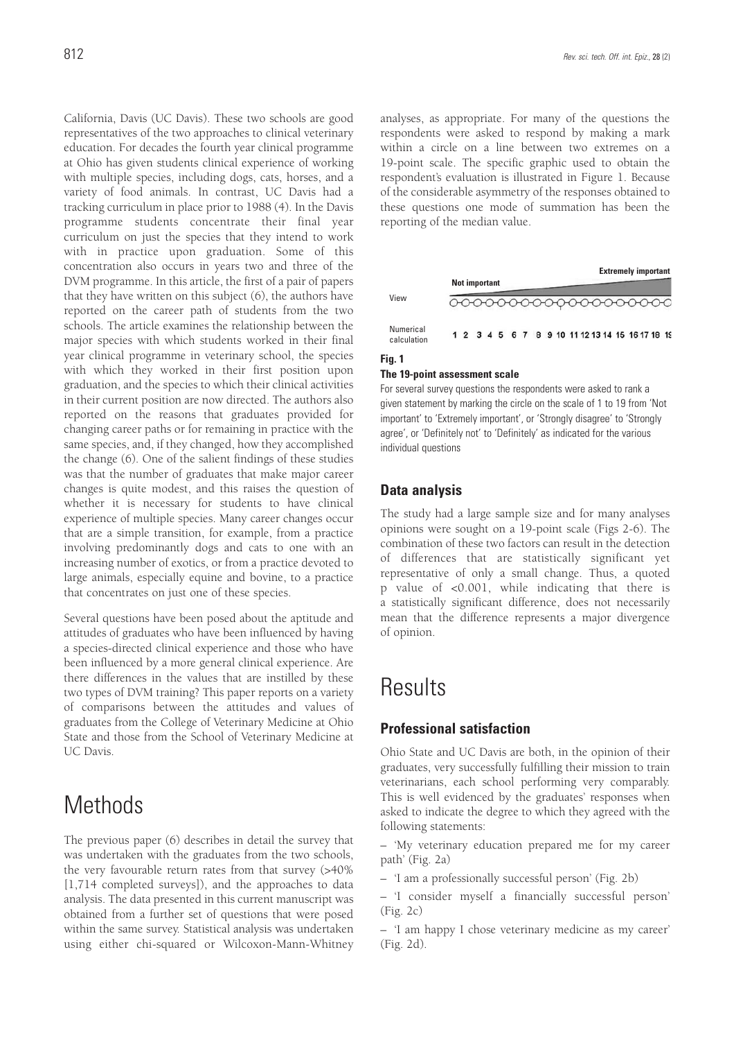California, Davis (UC Davis). These two schools are good representatives of the two approaches to clinical veterinary education. For decades the fourth year clinical programme at Ohio has given students clinical experience of working with multiple species, including dogs, cats, horses, and a variety of food animals. In contrast, UC Davis had a tracking curriculum in place prior to 1988 (4). In the Davis programme students concentrate their final year curriculum on just the species that they intend to work with in practice upon graduation. Some of this concentration also occurs in years two and three of the DVM programme. In this article, the first of a pair of papers that they have written on this subject (6), the authors have reported on the career path of students from the two schools. The article examines the relationship between the major species with which students worked in their final year clinical programme in veterinary school, the species with which they worked in their first position upon graduation, and the species to which their clinical activities in their current position are now directed. The authors also reported on the reasons that graduates provided for changing career paths or for remaining in practice with the same species, and, if they changed, how they accomplished the change (6). One of the salient findings of these studies was that the number of graduates that make major career changes is quite modest, and this raises the question of whether it is necessary for students to have clinical experience of multiple species. Many career changes occur that are a simple transition, for example, from a practice involving predominantly dogs and cats to one with an increasing number of exotics, or from a practice devoted to large animals, especially equine and bovine, to a practice that concentrates on just one of these species.

Several questions have been posed about the aptitude and attitudes of graduates who have been influenced by having a species-directed clinical experience and those who have been influenced by a more general clinical experience. Are there differences in the values that are instilled by these two types of DVM training? This paper reports on a variety of comparisons between the attitudes and values of graduates from the College of Veterinary Medicine at Ohio State and those from the School of Veterinary Medicine at UC Davis.

# Methods

The previous paper (6) describes in detail the survey that was undertaken with the graduates from the two schools, the very favourable return rates from that survey (>40% [1,714 completed surveys]), and the approaches to data analysis. The data presented in this current manuscript was obtained from a further set of questions that were posed within the same survey. Statistical analysis was undertaken using either chi-squared or Wilcoxon-Mann-Whitney analyses, as appropriate. For many of the questions the respondents were asked to respond by making a mark within a circle on a line between two extremes on a 19-point scale. The specific graphic used to obtain the respondent's evaluation is illustrated in Figure 1. Because of the considerable asymmetry of the responses obtained to these questions one mode of summation has been the reporting of the median value.

| | Not important → Extremely important |
|---|---|
| View | ○○○○○○○○○○○○○○○○○○○ |
| Numerical calculation | 1 2 3 4 5 6 7 8 9 10 11 12 13 14 15 16 17 18 19 |

**Fig. 1**

**The 19-point assessment scale**

For several survey questions the respondents were asked to rank a given statement by marking the circle on the scale of 1 to 19 from 'Not important' to 'Extremely important', or 'Strongly disagree' to 'Strongly agree', or 'Definitely not' to 'Definitely' as indicated for the various individual questions

## Data analysis

The study had a large sample size and for many analyses opinions were sought on a 19-point scale (Figs 2-6). The combination of these two factors can result in the detection of differences that are statistically significant yet representative of only a small change. Thus, a quoted p value of <0.001, while indicating that there is a statistically significant difference, does not necessarily mean that the difference represents a major divergence of opinion.

# Results

## Professional satisfaction

Ohio State and UC Davis are both, in the opinion of their graduates, very successfully fulfilling their mission to train veterinarians, each school performing very comparably. This is well evidenced by the graduates' responses when asked to indicate the degree to which they agreed with the following statements:

– 'My veterinary education prepared me for my career path' (Fig. 2a)

– 'I am a professionally successful person' (Fig. 2b)

– 'I consider myself a financially successful person' (Fig. 2c)

– 'I am happy I chose veterinary medicine as my career' (Fig. 2d).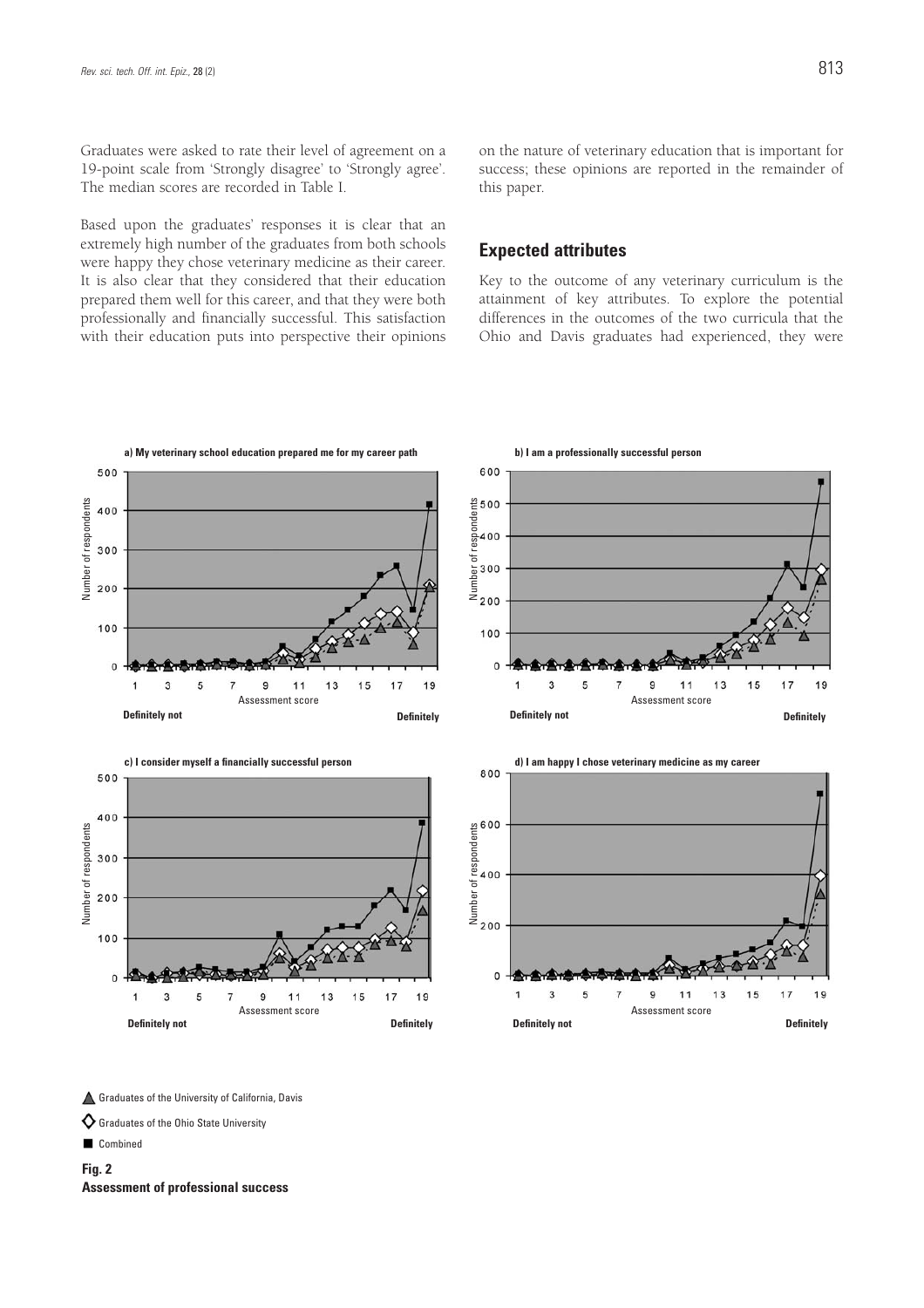Graduates were asked to rate their level of agreement on a 19-point scale from 'Strongly disagree' to 'Strongly agree'. The median scores are recorded in Table I.

Based upon the graduates' responses it is clear that an extremely high number of the graduates from both schools were happy they chose veterinary medicine as their career. It is also clear that they considered that their education prepared them well for this career, and that they were both professionally and financially successful. This satisfaction with their education puts into perspective their opinions on the nature of veterinary education that is important for success; these opinions are reported in the remainder of this paper.

## Expected attributes

Key to the outcome of any veterinary curriculum is the attainment of key attributes. To explore the potential differences in the outcomes of the two curricula that the Ohio and Davis graduates had experienced, they were

a) My veterinary school education prepared me for my career path

b) I am a professionally successful person

c) I consider myself a financially successful person

d) I am happy I chose veterinary medicine as my career

▲ Graduates of the University of California, Davis

◇ Graduates of the Ohio State University

■ Combined

**Fig. 2**
**Assessment of professional success**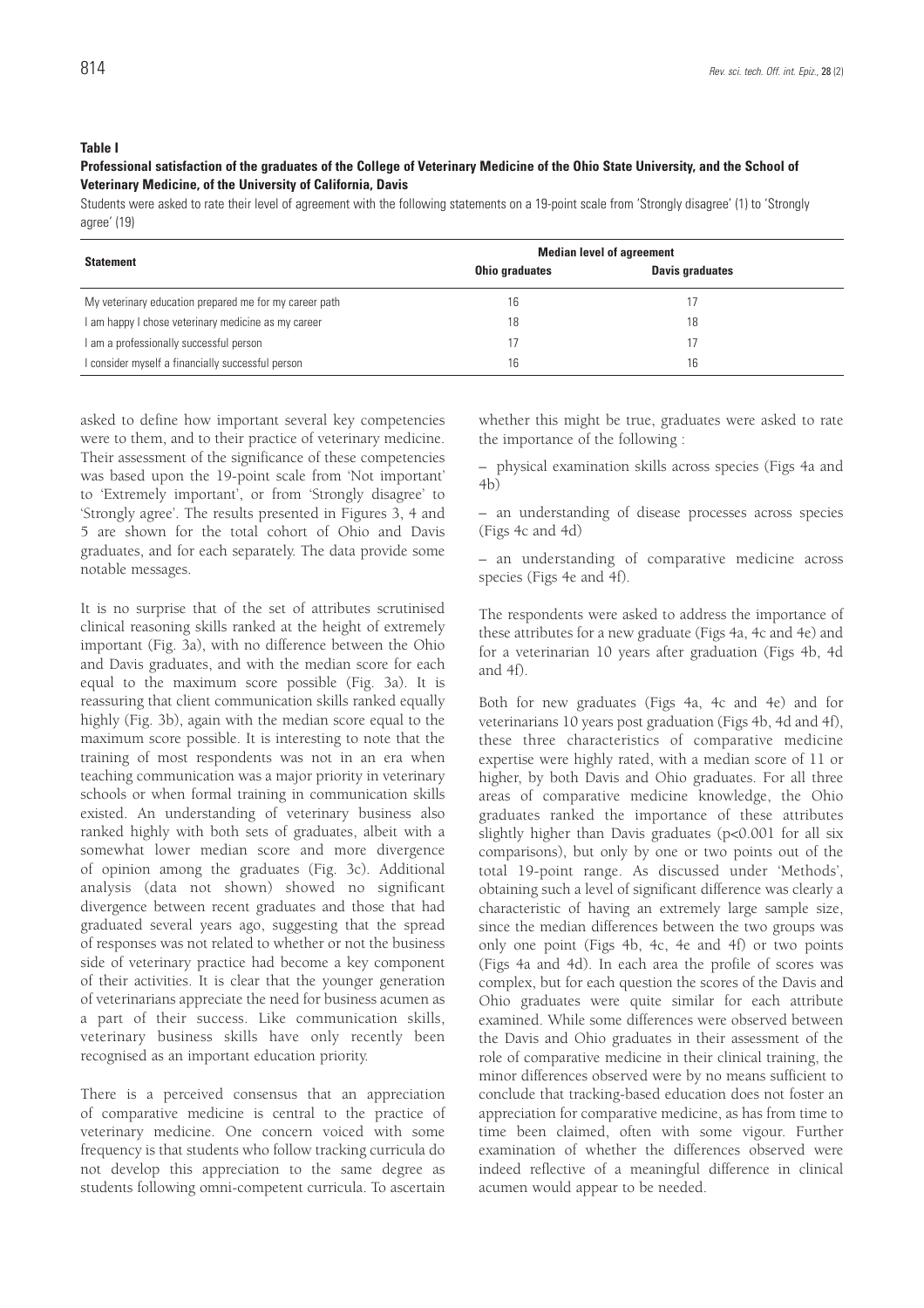**Table I**

**Professional satisfaction of the graduates of the College of Veterinary Medicine of the Ohio State University, and the School of Veterinary Medicine, of the University of California, Davis**

Students were asked to rate their level of agreement with the following statements on a 19-point scale from 'Strongly disagree' (1) to 'Strongly agree' (19)

| Statement | Median level of agreement | |
|---|---|---|
| | **Ohio graduates** | **Davis graduates** |
| My veterinary education prepared me for my career path | 16 | 17 |
| I am happy I chose veterinary medicine as my career | 18 | 18 |
| I am a professionally successful person | 17 | 17 |
| I consider myself a financially successful person | 16 | 16 |

asked to define how important several key competencies were to them, and to their practice of veterinary medicine. Their assessment of the significance of these competencies was based upon the 19-point scale from 'Not important' to 'Extremely important', or from 'Strongly disagree' to 'Strongly agree'. The results presented in Figures 3, 4 and 5 are shown for the total cohort of Ohio and Davis graduates, and for each separately. The data provide some notable messages.

It is no surprise that of the set of attributes scrutinised clinical reasoning skills ranked at the height of extremely important (Fig. 3a), with no difference between the Ohio and Davis graduates, and with the median score for each equal to the maximum score possible (Fig. 3a). It is reassuring that client communication skills ranked equally highly (Fig. 3b), again with the median score equal to the maximum score possible. It is interesting to note that the training of most respondents was not in an era when teaching communication was a major priority in veterinary schools or when formal training in communication skills existed. An understanding of veterinary business also ranked highly with both sets of graduates, albeit with a somewhat lower median score and more divergence of opinion among the graduates (Fig. 3c). Additional analysis (data not shown) showed no significant divergence between recent graduates and those that had graduated several years ago, suggesting that the spread of responses was not related to whether or not the business side of veterinary practice had become a key component of their activities. It is clear that the younger generation of veterinarians appreciate the need for business acumen as a part of their success. Like communication skills, veterinary business skills have only recently been recognised as an important education priority.

There is a perceived consensus that an appreciation of comparative medicine is central to the practice of veterinary medicine. One concern voiced with some frequency is that students who follow tracking curricula do not develop this appreciation to the same degree as students following omni-competent curricula. To ascertain whether this might be true, graduates were asked to rate the importance of the following :

– physical examination skills across species (Figs 4a and 4b)

– an understanding of disease processes across species (Figs 4c and 4d)

– an understanding of comparative medicine across species (Figs 4e and 4f).

The respondents were asked to address the importance of these attributes for a new graduate (Figs 4a, 4c and 4e) and for a veterinarian 10 years after graduation (Figs 4b, 4d and 4f).

Both for new graduates (Figs 4a, 4c and 4e) and for veterinarians 10 years post graduation (Figs 4b, 4d and 4f), these three characteristics of comparative medicine expertise were highly rated, with a median score of 11 or higher, by both Davis and Ohio graduates. For all three areas of comparative medicine knowledge, the Ohio graduates ranked the importance of these attributes slightly higher than Davis graduates ($p<0.001$ for all six comparisons), but only by one or two points out of the total 19-point range. As discussed under 'Methods', obtaining such a level of significant difference was clearly a characteristic of having an extremely large sample size, since the median differences between the two groups was only one point (Figs 4b, 4c, 4e and 4f) or two points (Figs 4a and 4d). In each area the profile of scores was complex, but for each question the scores of the Davis and Ohio graduates were quite similar for each attribute examined. While some differences were observed between the Davis and Ohio graduates in their assessment of the role of comparative medicine in their clinical training, the minor differences observed were by no means sufficient to conclude that tracking-based education does not foster an appreciation for comparative medicine, as has from time to time been claimed, often with some vigour. Further examination of whether the differences observed were indeed reflective of a meaningful difference in clinical acumen would appear to be needed.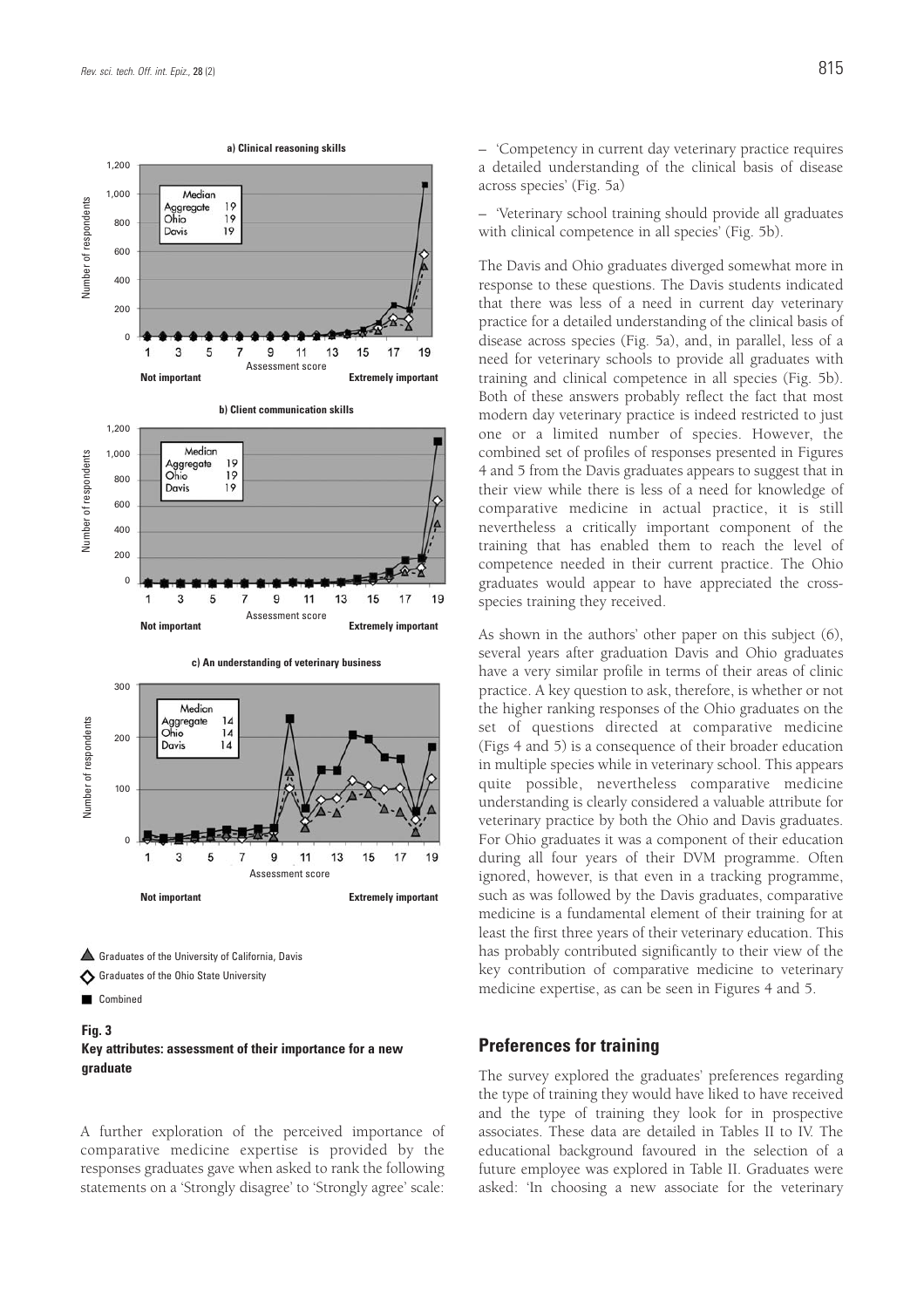**Fig. 3**
**Key attributes: assessment of their importance for a new graduate**

A further exploration of the perceived importance of comparative medicine expertise is provided by the responses graduates gave when asked to rank the following statements on a 'Strongly disagree' to 'Strongly agree' scale:

– 'Competency in current day veterinary practice requires a detailed understanding of the clinical basis of disease across species' (Fig. 5a)

– 'Veterinary school training should provide all graduates with clinical competence in all species' (Fig. 5b).

The Davis and Ohio graduates diverged somewhat more in response to these questions. The Davis students indicated that there was less of a need in current day veterinary practice for a detailed understanding of the clinical basis of disease across species (Fig. 5a), and, in parallel, less of a need for veterinary schools to provide all graduates with training and clinical competence in all species (Fig. 5b). Both of these answers probably reflect the fact that most modern day veterinary practice is indeed restricted to just one or a limited number of species. However, the combined set of profiles of responses presented in Figures 4 and 5 from the Davis graduates appears to suggest that in their view while there is less of a need for knowledge of comparative medicine in actual practice, it is still nevertheless a critically important component of the training that has enabled them to reach the level of competence needed in their current practice. The Ohio graduates would appear to have appreciated the cross-species training they received.

As shown in the authors' other paper on this subject (6), several years after graduation Davis and Ohio graduates have a very similar profile in terms of their areas of clinic practice. A key question to ask, therefore, is whether or not the higher ranking responses of the Ohio graduates on the set of questions directed at comparative medicine (Figs 4 and 5) is a consequence of their broader education in multiple species while in veterinary school. This appears quite possible, nevertheless comparative medicine understanding is clearly considered a valuable attribute for veterinary practice by both the Ohio and Davis graduates. For Ohio graduates it was a component of their education during all four years of their DVM programme. Often ignored, however, is that even in a tracking programme, such as was followed by the Davis graduates, comparative medicine is a fundamental element of their training for at least the first three years of their veterinary education. This has probably contributed significantly to their view of the key contribution of comparative medicine to veterinary medicine expertise, as can be seen in Figures 4 and 5.

## Preferences for training

The survey explored the graduates' preferences regarding the type of training they would have liked to have received and the type of training they look for in prospective associates. These data are detailed in Tables II to IV. The educational background favoured in the selection of a future employee was explored in Table II. Graduates were asked: 'In choosing a new associate for the veterinary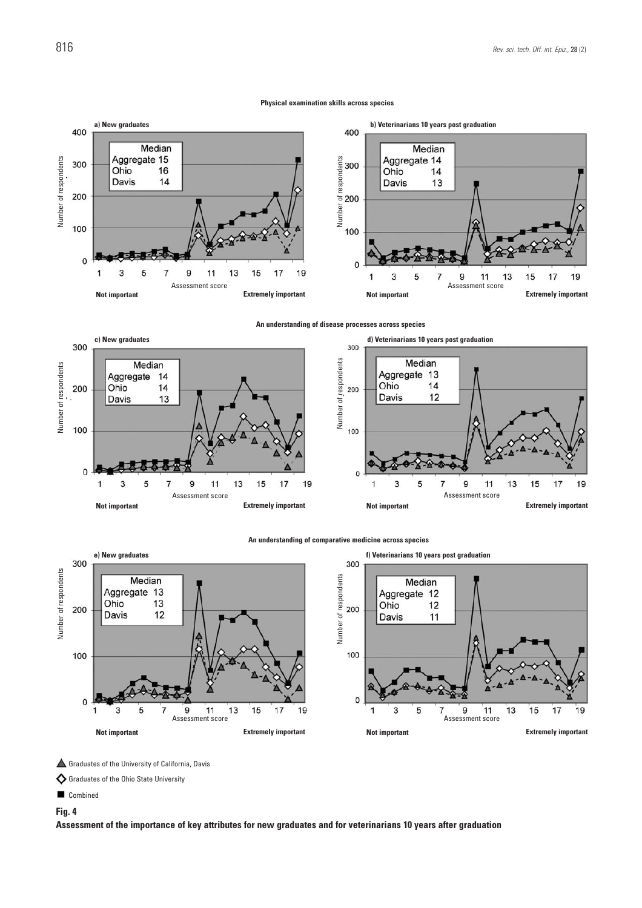**Physical examination skills across species**

**a) New graduates**

| Median | |
|---|---|
| Aggregate | 15 |
| Ohio | 16 |
| Davis | 14 |

**b) Veterinarians 10 years post graduation**

| Median | |
|---|---|
| Aggregate | 14 |
| Ohio | 14 |
| Davis | 13 |

**An understanding of disease processes across species**

**c) New graduates**

| Median | |
|---|---|
| Aggregate | 14 |
| Ohio | 14 |
| Davis | 13 |

**d) Veterinarians 10 years post graduation**

| Median | |
|---|---|
| Aggregate | 13 |
| Ohio | 14 |
| Davis | 12 |

**An understanding of comparative medicine across species**

**e) New graduates**

| Median | |
|---|---|
| Aggregate | 13 |
| Ohio | 13 |
| Davis | 12 |

**f) Veterinarians 10 years post graduation**

| Median | |
|---|---|
| Aggregate | 12 |
| Ohio | 12 |
| Davis | 11 |

Graduates of the University of California, Davis

Graduates of the Ohio State University

Combined

**Fig. 4**

**Assessment of the importance of key attributes for new graduates and for veterinarians 10 years after graduation**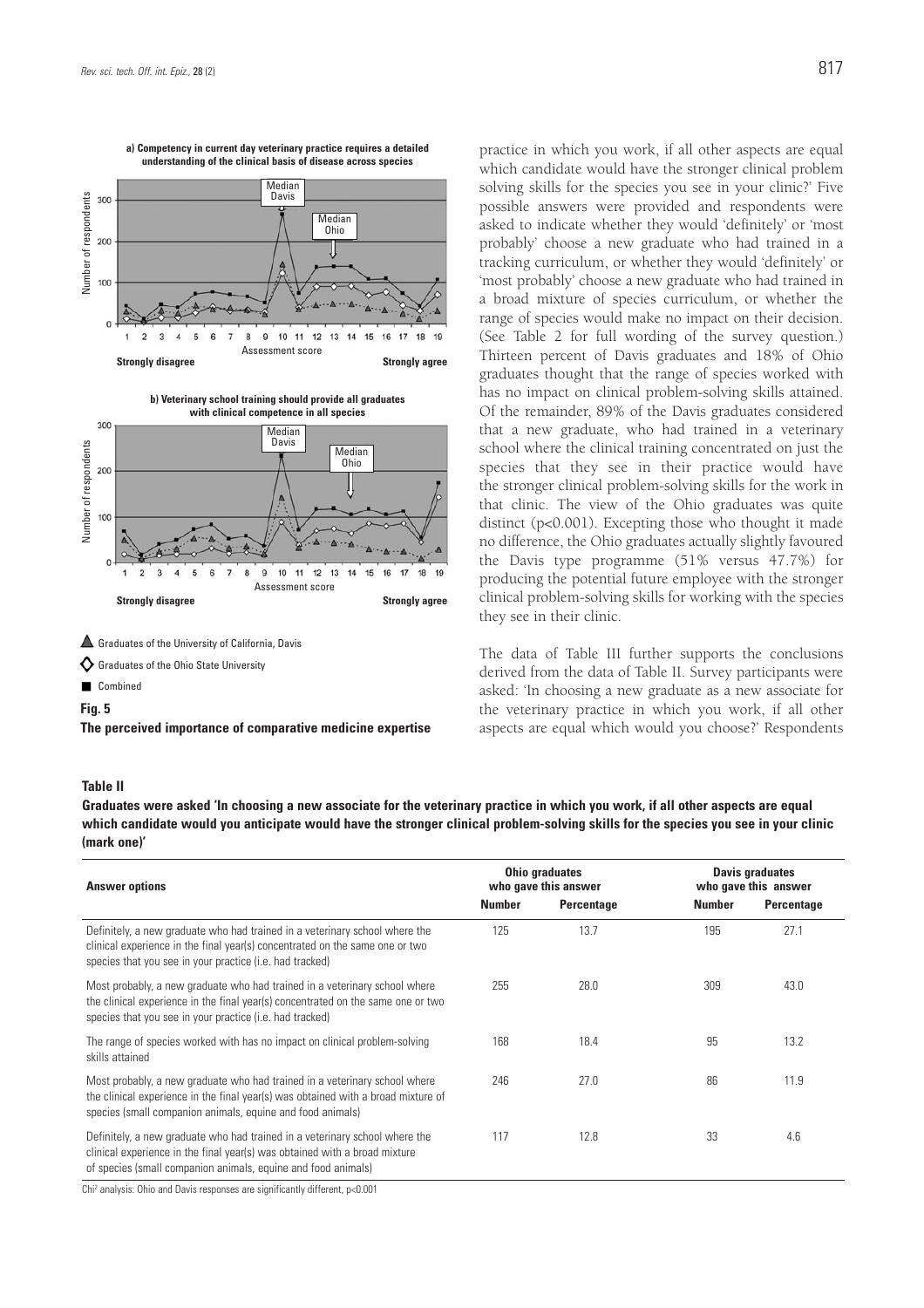**a) Competency in current day veterinary practice requires a detailed understanding of the clinical basis of disease across species**

**b) Veterinary school training should provide all graduates with clinical competence in all species**

Graduates of the University of California, Davis

Graduates of the Ohio State University

Combined

**Fig. 5**

**The perceived importance of comparative medicine expertise**

practice in which you work, if all other aspects are equal which candidate would have the stronger clinical problem solving skills for the species you see in your clinic?' Five possible answers were provided and respondents were asked to indicate whether they would 'definitely' or 'most probably' choose a new graduate who had trained in a tracking curriculum, or whether they would 'definitely' or 'most probably' choose a new graduate who had trained in a broad mixture of species curriculum, or whether the range of species would make no impact on their decision. (See Table 2 for full wording of the survey question.) Thirteen percent of Davis graduates and 18% of Ohio graduates thought that the range of species worked with has no impact on clinical problem-solving skills attained. Of the remainder, 89% of the Davis graduates considered that a new graduate, who had trained in a veterinary school where the clinical training concentrated on just the species that they see in their practice would have the stronger clinical problem-solving skills for the work in that clinic. The view of the Ohio graduates was quite distinct ($p<0.001$). Excepting those who thought it made no difference, the Ohio graduates actually slightly favoured the Davis type programme (51% versus 47.7%) for producing the potential future employee with the stronger clinical problem-solving skills for working with the species they see in their clinic.

The data of Table III further supports the conclusions derived from the data of Table II. Survey participants were asked: 'In choosing a new graduate as a new associate for the veterinary practice in which you work, if all other aspects are equal which would you choose?' Respondents

**Table II**

**Graduates were asked 'In choosing a new associate for the veterinary practice in which you work, if all other aspects are equal which candidate would you anticipate would have the stronger clinical problem-solving skills for the species you see in your clinic (mark one)'**

| Answer options | Ohio graduates who gave this answer | | Davis graduates who gave this answer | |
|---|---|---|---|---|
| | Number | Percentage | Number | Percentage |
| Definitely, a new graduate who had trained in a veterinary school where the clinical experience in the final year(s) concentrated on the same one or two species that you see in your practice (i.e. had tracked) | 125 | 13.7 | 195 | 27.1 |
| Most probably, a new graduate who had trained in a veterinary school where the clinical experience in the final year(s) concentrated on the same one or two species that you see in your practice (i.e. had tracked) | 255 | 28.0 | 309 | 43.0 |
| The range of species worked with has no impact on clinical problem-solving skills attained | 168 | 18.4 | 95 | 13.2 |
| Most probably, a new graduate who had trained in a veterinary school where the clinical experience in the final year(s) was obtained with a broad mixture of species (small companion animals, equine and food animals) | 246 | 27.0 | 86 | 11.9 |
| Definitely, a new graduate who had trained in a veterinary school where the clinical experience in the final year(s) was obtained with a broad mixture of species (small companion animals, equine and food animals) | 117 | 12.8 | 33 | 4.6 |

$Chi^2$ analysis: Ohio and Davis responses are significantly different, $p<0.001$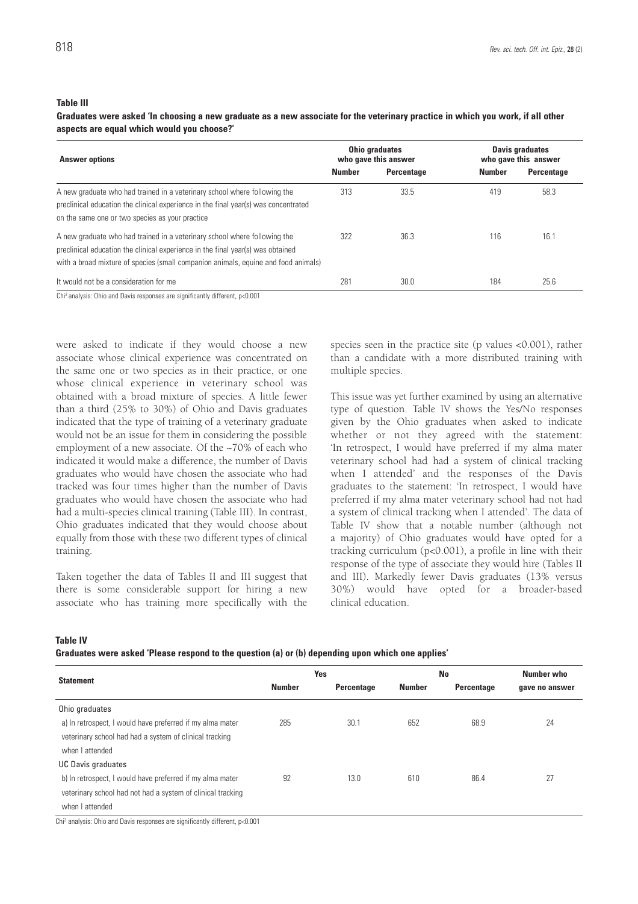**Table III**

**Graduates were asked 'In choosing a new graduate as a new associate for the veterinary practice in which you work, if all other aspects are equal which would you choose?'**

| Answer options | Ohio graduates who gave this answer | | Davis graduates who gave this answer | |
|---|---|---|---|---|
| | Number | Percentage | Number | Percentage |
| A new graduate who had trained in a veterinary school where following the preclinical education the clinical experience in the final year(s) was concentrated on the same one or two species as your practice | 313 | 33.5 | 419 | 58.3 |
| A new graduate who had trained in a veterinary school where following the preclinical education the clinical experience in the final year(s) was obtained with a broad mixture of species (small companion animals, equine and food animals) | 322 | 36.3 | 116 | 16.1 |
| It would not be a consideration for me | 281 | 30.0 | 184 | 25.6 |

$Chi^2$ analysis: Ohio and Davis responses are significantly different, $p<0.001$

were asked to indicate if they would choose a new associate whose clinical experience was concentrated on the same one or two species as in their practice, or one whose clinical experience in veterinary school was obtained with a broad mixture of species. A little fewer than a third (25% to 30%) of Ohio and Davis graduates indicated that the type of training of a veterinary graduate would not be an issue for them in considering the possible employment of a new associate. Of the ~70% of each who indicated it would make a difference, the number of Davis graduates who would have chosen the associate who had tracked was four times higher than the number of Davis graduates who would have chosen the associate who had had a multi-species clinical training (Table III). In contrast, Ohio graduates indicated that they would choose about equally from those with these two different types of clinical training.

Taken together the data of Tables II and III suggest that there is some considerable support for hiring a new associate who has training more specifically with the species seen in the practice site (p values <0.001), rather than a candidate with a more distributed training with multiple species.

This issue was yet further examined by using an alternative type of question. Table IV shows the Yes/No responses given by the Ohio graduates when asked to indicate whether or not they agreed with the statement: 'In retrospect, I would have preferred if my alma mater veterinary school had had a system of clinical tracking when I attended' and the responses of the Davis graduates to the statement: 'In retrospect, I would have preferred if my alma mater veterinary school had not had a system of clinical tracking when I attended'. The data of Table IV show that a notable number (although not a majority) of Ohio graduates would have opted for a tracking curriculum ($p<0.001$), a profile in line with their response of the type of associate they would hire (Tables II and III). Markedly fewer Davis graduates (13% versus 30%) would have opted for a broader-based clinical education.

**Table IV**

**Graduates were asked 'Please respond to the question (a) or (b) depending upon which one applies'**

| Statement | Yes | | No | | Number who gave no answer |
|---|---|---|---|---|---|
| | Number | Percentage | Number | Percentage | |
| Ohio graduates | | | | | |
| a) In retrospect, I would have preferred if my alma mater veterinary school had had a system of clinical tracking when I attended | 285 | 30.1 | 652 | 68.9 | 24 |
| UC Davis graduates | | | | | |
| b) In retrospect, I would have preferred if my alma mater veterinary school had not had a system of clinical tracking when I attended | 92 | 13.0 | 610 | 86.4 | 27 |

$Chi^2$ analysis: Ohio and Davis responses are significantly different, $p<0.001$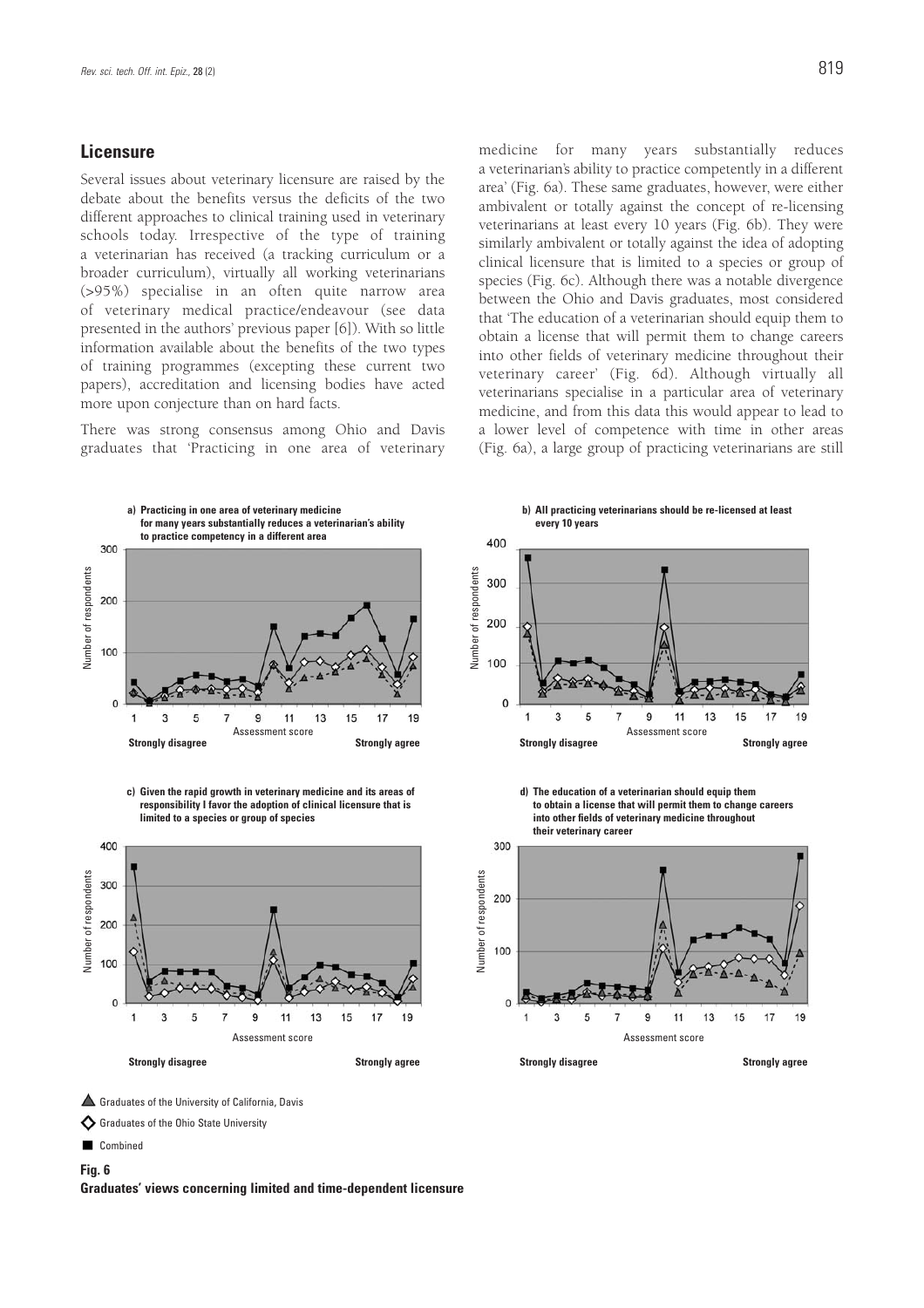## Licensure

Several issues about veterinary licensure are raised by the debate about the benefits versus the deficits of the two different approaches to clinical training used in veterinary schools today. Irrespective of the type of training a veterinarian has received (a tracking curriculum or a broader curriculum), virtually all working veterinarians (>95%) specialise in an often quite narrow area of veterinary medical practice/endeavour (see data presented in the authors' previous paper [6]). With so little information available about the benefits of the two types of training programmes (excepting these current two papers), accreditation and licensing bodies have acted more upon conjecture than on hard facts.

There was strong consensus among Ohio and Davis graduates that 'Practicing in one area of veterinary medicine for many years substantially reduces a veterinarian's ability to practice competently in a different area' (Fig. 6a). These same graduates, however, were either ambivalent or totally against the concept of re-licensing veterinarians at least every 10 years (Fig. 6b). They were similarly ambivalent or totally against the idea of adopting clinical licensure that is limited to a species or group of species (Fig. 6c). Although there was a notable divergence between the Ohio and Davis graduates, most considered that 'The education of a veterinarian should equip them to obtain a license that will permit them to change careers into other fields of veterinary medicine throughout their veterinary career' (Fig. 6d). Although virtually all veterinarians specialise in a particular area of veterinary medicine, and from this data this would appear to lead to a lower level of competence with time in other areas (Fig. 6a), a large group of practicing veterinarians are still

a) Practicing in one area of veterinary medicine for many years substantially reduces a veterinarian's ability to practice competency in a different area

b) All practicing veterinarians should be re-licensed at least every 10 years

c) Given the rapid growth in veterinary medicine and its areas of responsibility I favor the adoption of clinical licensure that is limited to a species or group of species

d) The education of a veterinarian should equip them to obtain a license that will permit them to change careers into other fields of veterinary medicine throughout their veterinary career

Number of respondents; Assessment score (1–19): Strongly disagree – Strongly agree

▲ Graduates of the University of California, Davis

◇ Graduates of the Ohio State University

■ Combined

**Fig. 6**
**Graduates' views concerning limited and time-dependent licensure**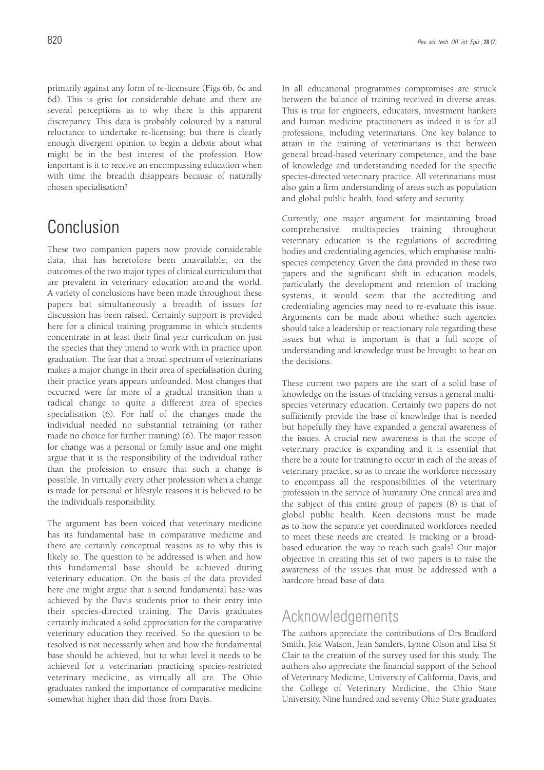primarily against any form of re-licensure (Figs 6b, 6c and 6d). This is grist for considerable debate and there are several perceptions as to why there is this apparent discrepancy. This data is probably coloured by a natural reluctance to undertake re-licensing; but there is clearly enough divergent opinion to begin a debate about what might be in the best interest of the profession. How important is it to receive an encompassing education when with time the breadth disappears because of naturally chosen specialisation?

# Conclusion

These two companion papers now provide considerable data, that has heretofore been unavailable, on the outcomes of the two major types of clinical curriculum that are prevalent in veterinary education around the world. A variety of conclusions have been made throughout these papers but simultaneously a breadth of issues for discussion has been raised. Certainly support is provided here for a clinical training programme in which students concentrate in at least their final year curriculum on just the species that they intend to work with in practice upon graduation. The fear that a broad spectrum of veterinarians makes a major change in their area of specialisation during their practice years appears unfounded. Most changes that occurred were far more of a gradual transition than a radical change to quite a different area of species specialisation (6). For half of the changes made the individual needed no substantial retraining (or rather made no choice for further training) (6). The major reason for change was a personal or family issue and one might argue that it is the responsibility of the individual rather than the profession to ensure that such a change is possible. In virtually every other profession when a change is made for personal or lifestyle reasons it is believed to be the individual's responsibility.

The argument has been voiced that veterinary medicine has its fundamental base in comparative medicine and there are certainly conceptual reasons as to why this is likely so. The question to be addressed is when and how this fundamental base should be achieved during veterinary education. On the basis of the data provided here one might argue that a sound fundamental base was achieved by the Davis students prior to their entry into their species-directed training. The Davis graduates certainly indicated a solid appreciation for the comparative veterinary education they received. So the question to be resolved is not necessarily when and how the fundamental base should be achieved, but to what level it needs to be achieved for a veterinarian practicing species-restricted veterinary medicine, as virtually all are. The Ohio graduates ranked the importance of comparative medicine somewhat higher than did those from Davis.

In all educational programmes compromises are struck between the balance of training received in diverse areas. This is true for engineers, educators, investment bankers and human medicine practitioners as indeed it is for all professions, including veterinarians. One key balance to attain in the training of veterinarians is that between general broad-based veterinary competence, and the base of knowledge and understanding needed for the specific species-directed veterinary practice. All veterinarians must also gain a firm understanding of areas such as population and global public health, food safety and security.

Currently, one major argument for maintaining broad comprehensive multispecies training throughout veterinary education is the regulations of accrediting bodies and credentialing agencies, which emphasise multi-species competency. Given the data provided in these two papers and the significant shift in education models, particularly the development and retention of tracking systems, it would seem that the accrediting and credentialing agencies may need to re-evaluate this issue. Arguments can be made about whether such agencies should take a leadership or reactionary role regarding these issues but what is important is that a full scope of understanding and knowledge must be brought to bear on the decisions.

These current two papers are the start of a solid base of knowledge on the issues of tracking versus a general multi-species veterinary education. Certainly two papers do not sufficiently provide the base of knowledge that is needed but hopefully they have expanded a general awareness of the issues. A crucial new awareness is that the scope of veterinary practice is expanding and it is essential that there be a route for training to occur in each of the areas of veterinary practice, so as to create the workforce necessary to encompass all the responsibilities of the veterinary profession in the service of humanity. One critical area and the subject of this entire group of papers (8) is that of global public health. Keen decisions must be made as to how the separate yet coordinated workforces needed to meet these needs are created. Is tracking or a broad-based education the way to reach such goals? Our major objective in creating this set of two papers is to raise the awareness of the issues that must be addressed with a hardcore broad base of data.

# Acknowledgements

The authors appreciate the contributions of Drs Bradford Smith, Joie Watson, Jean Sanders, Lynne Olson and Lisa St Clair to the creation of the survey used for this study. The authors also appreciate the financial support of the School of Veterinary Medicine, University of California, Davis, and the College of Veterinary Medicine, the Ohio State University. Nine hundred and seventy Ohio State graduates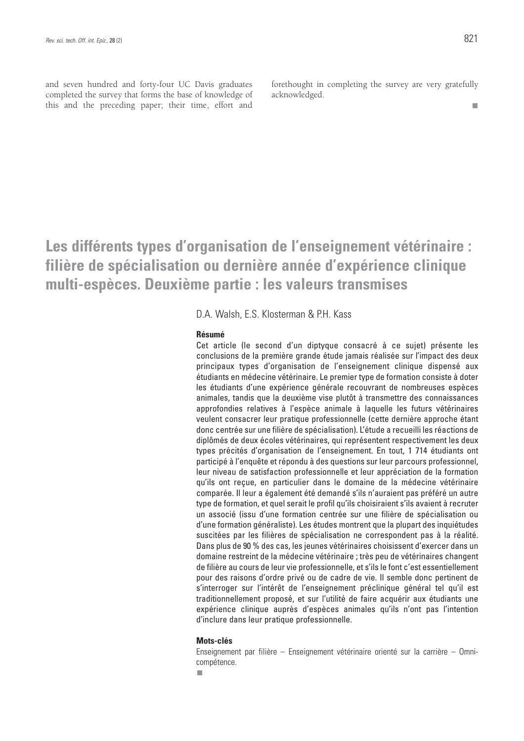and seven hundred and forty-four UC Davis graduates completed the survey that forms the base of knowledge of this and the preceding paper; their time, effort and forethought in completing the survey are very gratefully acknowledged.

# Les différents types d'organisation de l'enseignement vétérinaire : filière de spécialisation ou dernière année d'expérience clinique multi-espèces. Deuxième partie : les valeurs transmises

D.A. Walsh, E.S. Klosterman & P.H. Kass

### Résumé

Cet article (le second d'un diptyque consacré à ce sujet) présente les conclusions de la première grande étude jamais réalisée sur l'impact des deux principaux types d'organisation de l'enseignement clinique dispensé aux étudiants en médecine vétérinaire. Le premier type de formation consiste à doter les étudiants d'une expérience générale recouvrant de nombreuses espèces animales, tandis que la deuxième vise plutôt à transmettre des connaissances approfondies relatives à l'espèce animale à laquelle les futurs vétérinaires veulent consacrer leur pratique professionnelle (cette dernière approche étant donc centrée sur une filière de spécialisation). L'étude a recueilli les réactions de diplômés de deux écoles vétérinaires, qui représentent respectivement les deux types précités d'organisation de l'enseignement. En tout, 1 714 étudiants ont participé à l'enquête et répondu à des questions sur leur parcours professionnel, leur niveau de satisfaction professionnelle et leur appréciation de la formation qu'ils ont reçue, en particulier dans le domaine de la médecine vétérinaire comparée. Il leur a également été demandé s'ils n'auraient pas préféré un autre type de formation, et quel serait le profil qu'ils choisiraient s'ils avaient à recruter un associé (issu d'une formation centrée sur une filière de spécialisation ou d'une formation généraliste). Les études montrent que la plupart des inquiétudes suscitées par les filières de spécialisation ne correspondent pas à la réalité. Dans plus de 90 % des cas, les jeunes vétérinaires choisissent d'exercer dans un domaine restreint de la médecine vétérinaire ; très peu de vétérinaires changent de filière au cours de leur vie professionnelle, et s'ils le font c'est essentiellement pour des raisons d'ordre privé ou de cadre de vie. Il semble donc pertinent de s'interroger sur l'intérêt de l'enseignement préclinique général tel qu'il est traditionnellement proposé, et sur l'utilité de faire acquérir aux étudiants une expérience clinique auprès d'espèces animales qu'ils n'ont pas l'intention d'inclure dans leur pratique professionnelle.

### Mots-clés

Enseignement par filière – Enseignement vétérinaire orienté sur la carrière – Omni-compétence.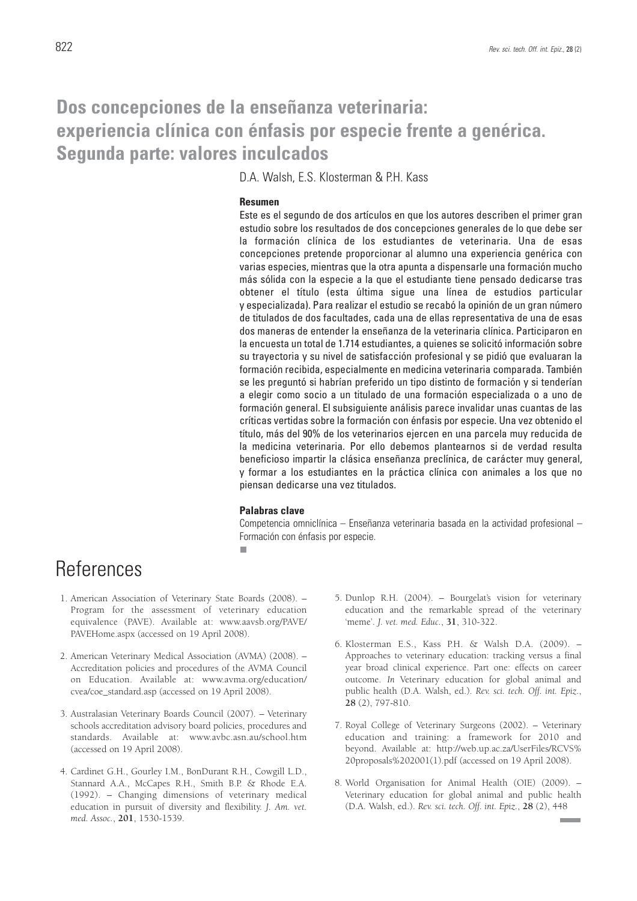# Dos concepciones de la enseñanza veterinaria: experiencia clínica con énfasis por especie frente a genérica. Segunda parte: valores inculcados

D.A. Walsh, E.S. Klosterman & P.H. Kass

### Resumen

Este es el segundo de dos artículos en que los autores describen el primer gran estudio sobre los resultados de dos concepciones generales de lo que debe ser la formación clínica de los estudiantes de veterinaria. Una de esas concepciones pretende proporcionar al alumno una experiencia genérica con varias especies, mientras que la otra apunta a dispensarle una formación mucho más sólida con la especie a la que el estudiante tiene pensado dedicarse tras obtener el título (esta última sigue una línea de estudios particular y especializada). Para realizar el estudio se recabó la opinión de un gran número de titulados de dos facultades, cada una de ellas representativa de una de esas dos maneras de entender la enseñanza de la veterinaria clínica. Participaron en la encuesta un total de 1.714 estudiantes, a quienes se solicitó información sobre su trayectoria y su nivel de satisfacción profesional y se pidió que evaluaran la formación recibida, especialmente en medicina veterinaria comparada. También se les preguntó si habrían preferido un tipo distinto de formación y si tenderían a elegir como socio a un titulado de una formación especializada o a uno de formación general. El subsiguiente análisis parece invalidar unas cuantas de las críticas vertidas sobre la formación con énfasis por especie. Una vez obtenido el título, más del 90% de los veterinarios ejercen en una parcela muy reducida de la medicina veterinaria. Por ello debemos plantearnos si de verdad resulta beneficioso impartir la clásica enseñanza preclínica, de carácter muy general, y formar a los estudiantes en la práctica clínica con animales a los que no piensan dedicarse una vez titulados.

### Palabras clave

Competencia omniclínica – Enseñanza veterinaria basada en la actividad profesional – Formación con énfasis por especie.

# References

1. American Association of Veterinary State Boards (2008). – Program for the assessment of veterinary education equivalence (PAVE). Available at: www.aavsb.org/PAVE/PAVEHome.aspx (accessed on 19 April 2008).

2. American Veterinary Medical Association (AVMA) (2008). – Accreditation policies and procedures of the AVMA Council on Education. Available at: www.avma.org/education/cvea/coe_standard.asp (accessed on 19 April 2008).

3. Australasian Veterinary Boards Council (2007). – Veterinary schools accreditation advisory board policies, procedures and standards. Available at: www.avbc.asn.au/school.htm (accessed on 19 April 2008).

4. Cardinet G.H., Gourley I.M., BonDurant R.H., Cowgill L.D., Stannard A.A., McCapes R.H., Smith B.P. & Rhode E.A. (1992). – Changing dimensions of veterinary medical education in pursuit of diversity and flexibility. *J. Am. vet. med. Assoc.*, **201**, 1530-1539.

5. Dunlop R.H. (2004). – Bourgelat's vision for veterinary education and the remarkable spread of the veterinary 'meme'. *J. vet. med. Educ.*, **31**, 310-322.

6. Klosterman E.S., Kass P.H. & Walsh D.A. (2009). – Approaches to veterinary education: tracking versus a final year broad clinical experience. Part one: effects on career outcome. *In* Veterinary education for global animal and public health (D.A. Walsh, ed.). *Rev. sci. tech. Off. int. Epiz.*, **28** (2), 797-810.

7. Royal College of Veterinary Surgeons (2002). – Veterinary education and training: a framework for 2010 and beyond. Available at: http://web.up.ac.za/UserFiles/RCVS%20proposals%202001(1).pdf (accessed on 19 April 2008).

8. World Organisation for Animal Health (OIE) (2009). – Veterinary education for global animal and public health (D.A. Walsh, ed.). *Rev. sci. tech. Off. int. Epiz.*, **28** (2), 448